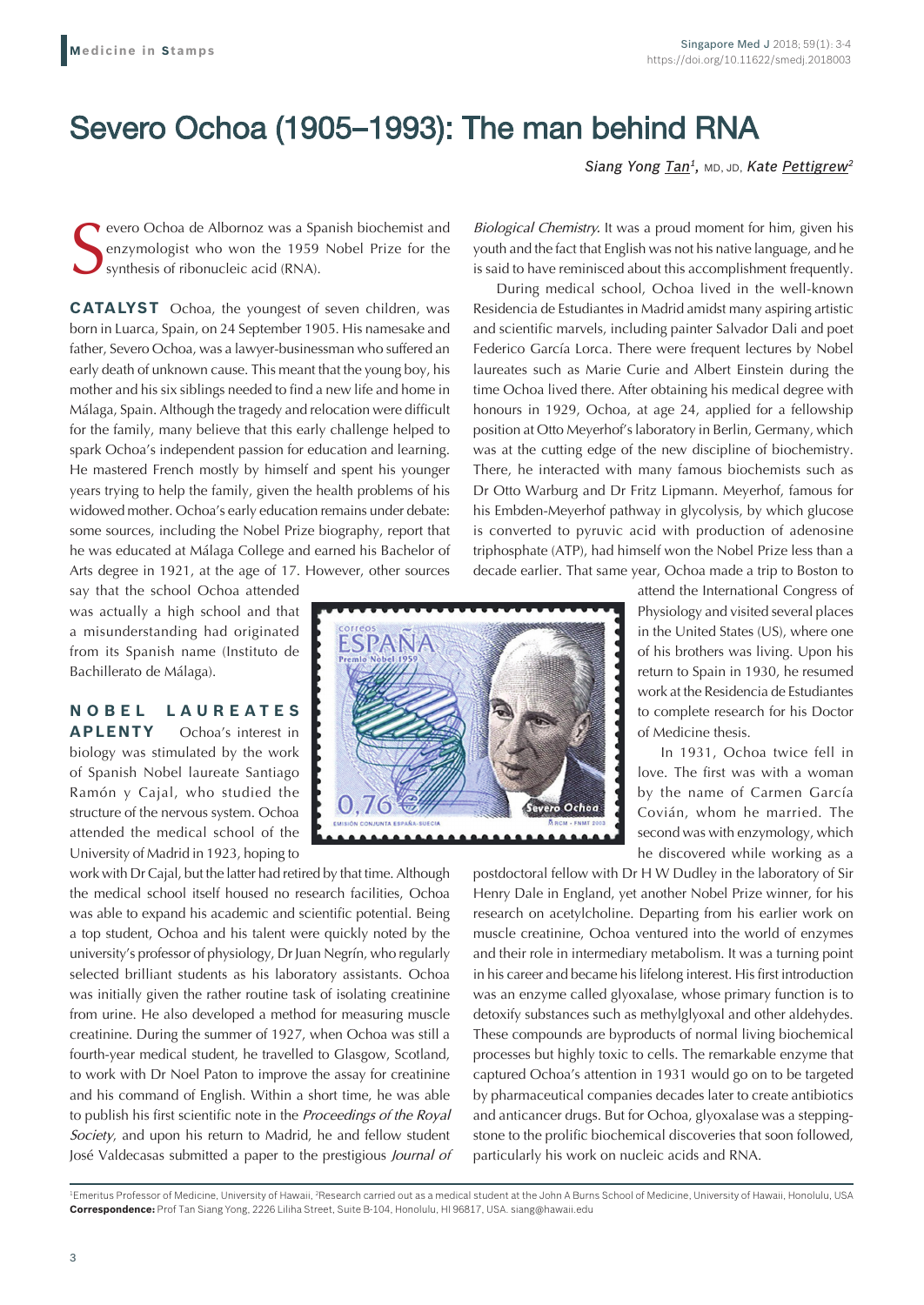# Severo Ochoa (1905–1993): The man behind RNA

*Siang Yong Tan*[1], MD, JD, *Kate Pettigrew*[2]

Severo Ochoa de Albornoz was a Spanish biochemist and enzymologist who won the 1959 Nobel Prize for the synthesis of ribonucleic acid (RNA).

**CATALYST** Ochoa, the youngest of seven children, was born in Luarca, Spain, on 24 September 1905. His namesake and father, Severo Ochoa, was a lawyer-businessman who suffered an early death of unknown cause. This meant that the young boy, his mother and his six siblings needed to find a new life and home in Málaga, Spain. Although the tragedy and relocation were difficult for the family, many believe that this early challenge helped to spark Ochoa's independent passion for education and learning. He mastered French mostly by himself and spent his younger years trying to help the family, given the health problems of his widowed mother. Ochoa's early education remains under debate: some sources, including the Nobel Prize biography, report that he was educated at Málaga College and earned his Bachelor of Arts degree in 1921, at the age of 17. However, other sources say that the school Ochoa attended was actually a high school and that a misunderstanding had originated from its Spanish name (Instituto de Bachillerato de Málaga).

**NOBEL LAUREATES APLENTY** Ochoa's interest in biology was stimulated by the work of Spanish Nobel laureate Santiago Ramón y Cajal, who studied the structure of the nervous system. Ochoa attended the medical school of the University of Madrid in 1923, hoping to work with Dr Cajal, but the latter had retired by that time. Although the medical school itself housed no research facilities, Ochoa was able to expand his academic and scientific potential. Being a top student, Ochoa and his talent were quickly noted by the university's professor of physiology, Dr Juan Negrín, who regularly selected brilliant students as his laboratory assistants. Ochoa was initially given the rather routine task of isolating creatinine from urine. He also developed a method for measuring muscle creatinine. During the summer of 1927, when Ochoa was still a fourth-year medical student, he travelled to Glasgow, Scotland, to work with Dr Noel Paton to improve the assay for creatinine and his command of English. Within a short time, he was able to publish his first scientific note in the *Proceedings of the Royal Society*, and upon his return to Madrid, he and fellow student José Valdecasas submitted a paper to the prestigious *Journal of Biological Chemistry.* It was a proud moment for him, given his youth and the fact that English was not his native language, and he is said to have reminisced about this accomplishment frequently.

During medical school, Ochoa lived in the well-known Residencia de Estudiantes in Madrid amidst many aspiring artistic and scientific marvels, including painter Salvador Dali and poet Federico García Lorca. There were frequent lectures by Nobel laureates such as Marie Curie and Albert Einstein during the time Ochoa lived there. After obtaining his medical degree with honours in 1929, Ochoa, at age 24, applied for a fellowship position at Otto Meyerhof's laboratory in Berlin, Germany, which was at the cutting edge of the new discipline of biochemistry. There, he interacted with many famous biochemists such as Dr Otto Warburg and Dr Fritz Lipmann. Meyerhof, famous for his Embden-Meyerhof pathway in glycolysis, by which glucose is converted to pyruvic acid with production of adenosine triphosphate (ATP), had himself won the Nobel Prize less than a decade earlier. That same year, Ochoa made a trip to Boston to attend the International Congress of Physiology and visited several places in the United States (US), where one of his brothers was living. Upon his return to Spain in 1930, he resumed work at the Residencia de Estudiantes to complete research for his Doctor of Medicine thesis.

In 1931, Ochoa twice fell in love. The first was with a woman by the name of Carmen García Cován, whom he married. The second was with enzymology, which he discovered while working as a postdoctoral fellow with Dr H W Dudley in the laboratory of Sir Henry Dale in England, yet another Nobel Prize winner, for his research on acetylcholine. Departing from his earlier work on muscle creatinine, Ochoa ventured into the world of enzymes and their role in intermediary metabolism. It was a turning point in his career and became his lifelong interest. His first introduction was an enzyme called glyoxalase, whose primary function is to detoxify substances such as methylglyoxal and other aldehydes. These compounds are byproducts of normal living biochemical processes but highly toxic to cells. The remarkable enzyme that captured Ochoa's attention in 1931 would go on to be targeted by pharmaceutical companies decades later to create antibiotics and anticancer drugs. But for Ochoa, glyoxalase was a stepping-stone to the prolific biochemical discoveries that soon followed, particularly his work on nucleic acids and RNA.

---

[1]Emeritus Professor of Medicine, University of Hawaii, [2]Research carried out as a medical student at the John A Burns School of Medicine, University of Hawaii, Honolulu, USA

**Correspondence:** Prof Tan Siang Yong, 2226 Liliha Street, Suite B-104, Honolulu, HI 96817, USA. siang@hawaii.edu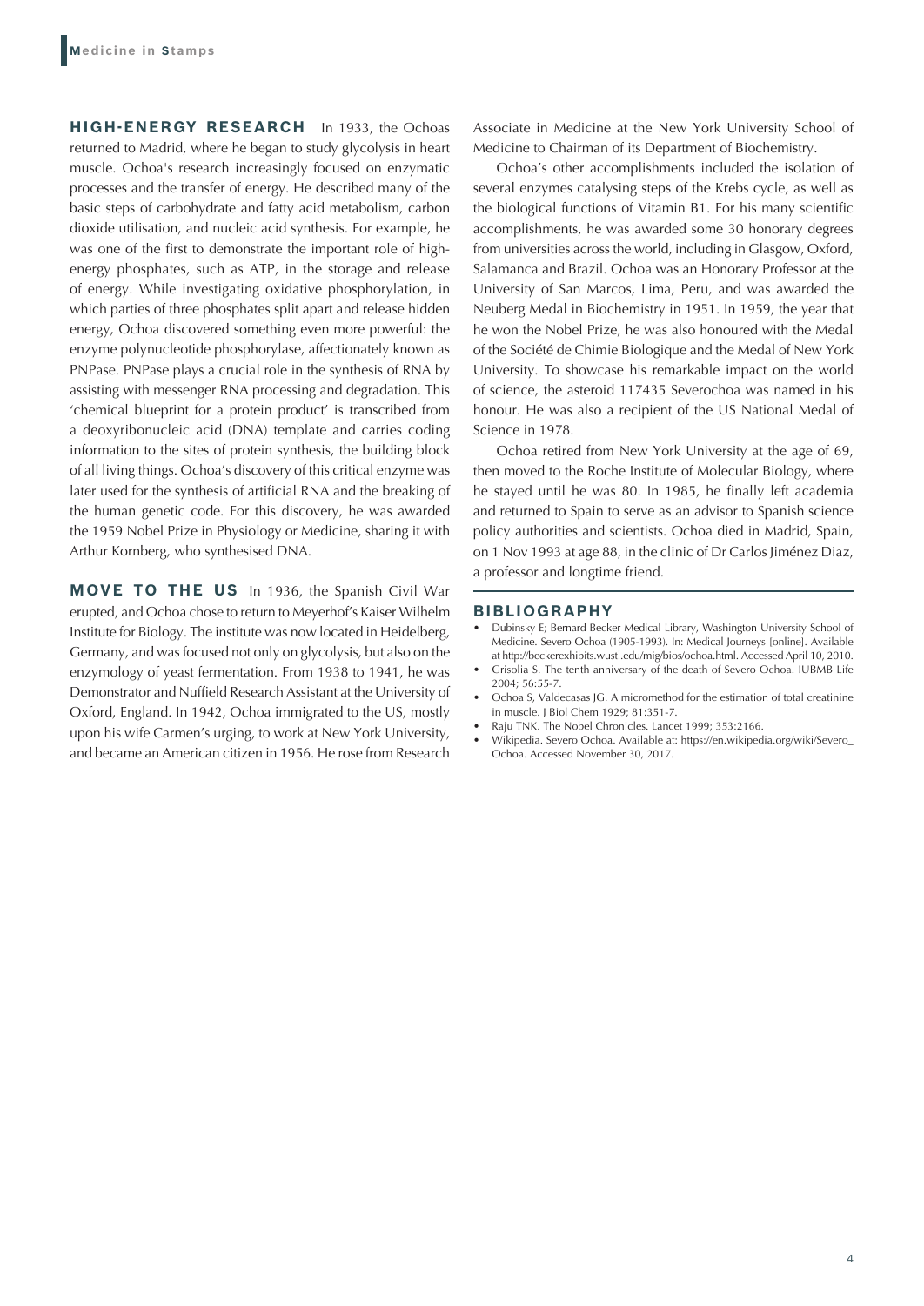**HIGH-ENERGY RESEARCH** In 1933, the Ochoas returned to Madrid, where he began to study glycolysis in heart muscle. Ochoa's research increasingly focused on enzymatic processes and the transfer of energy. He described many of the basic steps of carbohydrate and fatty acid metabolism, carbon dioxide utilisation, and nucleic acid synthesis. For example, he was one of the first to demonstrate the important role of high-energy phosphates, such as ATP, in the storage and release of energy. While investigating oxidative phosphorylation, in which parties of three phosphates split apart and release hidden energy, Ochoa discovered something even more powerful: the enzyme polynucleotide phosphorylase, affectionately known as PNPase. PNPase plays a crucial role in the synthesis of RNA by assisting with messenger RNA processing and degradation. This 'chemical blueprint for a protein product' is transcribed from a deoxyribonucleic acid (DNA) template and carries coding information to the sites of protein synthesis, the building block of all living things. Ochoa's discovery of this critical enzyme was later used for the synthesis of artificial RNA and the breaking of the human genetic code. For this discovery, he was awarded the 1959 Nobel Prize in Physiology or Medicine, sharing it with Arthur Kornberg, who synthesised DNA.

**MOVE TO THE US** In 1936, the Spanish Civil War erupted, and Ochoa chose to return to Meyerhof's Kaiser Wilhelm Institute for Biology. The institute was now located in Heidelberg, Germany, and was focused not only on glycolysis, but also on the enzymology of yeast fermentation. From 1938 to 1941, he was Demonstrator and Nuffield Research Assistant at the University of Oxford, England. In 1942, Ochoa immigrated to the US, mostly upon his wife Carmen's urging, to work at New York University, and became an American citizen in 1956. He rose from Research Associate in Medicine at the New York University School of Medicine to Chairman of its Department of Biochemistry.

Ochoa's other accomplishments included the isolation of several enzymes catalysing steps of the Krebs cycle, as well as the biological functions of Vitamin B1. For his many scientific accomplishments, he was awarded some 30 honorary degrees from universities across the world, including in Glasgow, Oxford, Salamanca and Brazil. Ochoa was an Honorary Professor at the University of San Marcos, Lima, Peru, and was awarded the Neuberg Medal in Biochemistry in 1951. In 1959, the year that he won the Nobel Prize, he was also honoured with the Medal of the Société de Chimie Biologique and the Medal of New York University. To showcase his remarkable impact on the world of science, the asteroid 117435 Severochoa was named in his honour. He was also a recipient of the US National Medal of Science in 1978.

Ochoa retired from New York University at the age of 69, then moved to the Roche Institute of Molecular Biology, where he stayed until he was 80. In 1985, he finally left academia and returned to Spain to serve as an advisor to Spanish science policy authorities and scientists. Ochoa died in Madrid, Spain, on 1 Nov 1993 at age 88, in the clinic of Dr Carlos Jiménez Diaz, a professor and longtime friend.

## BIBLIOGRAPHY

- Dubinsky E; Bernard Becker Medical Library, Washington University School of Medicine. Severo Ochoa (1905-1993). In: Medical Journeys [online]. Available at http://beckerexhibits.wustl.edu/mig/bios/ochoa.html. Accessed April 10, 2010.
- Grisolia S. The tenth anniversary of the death of Severo Ochoa. IUBMB Life 2004; 56:55-7.
- Ochoa S, Valdecasas JG. A micromethod for the estimation of total creatinine in muscle. J Biol Chem 1929; 81:351-7.
- Raju TNK. The Nobel Chronicles. Lancet 1999; 353:2166.
- Wikipedia. Severo Ochoa. Available at: https://en.wikipedia.org/wiki/Severo_Ochoa. Accessed November 30, 2017.